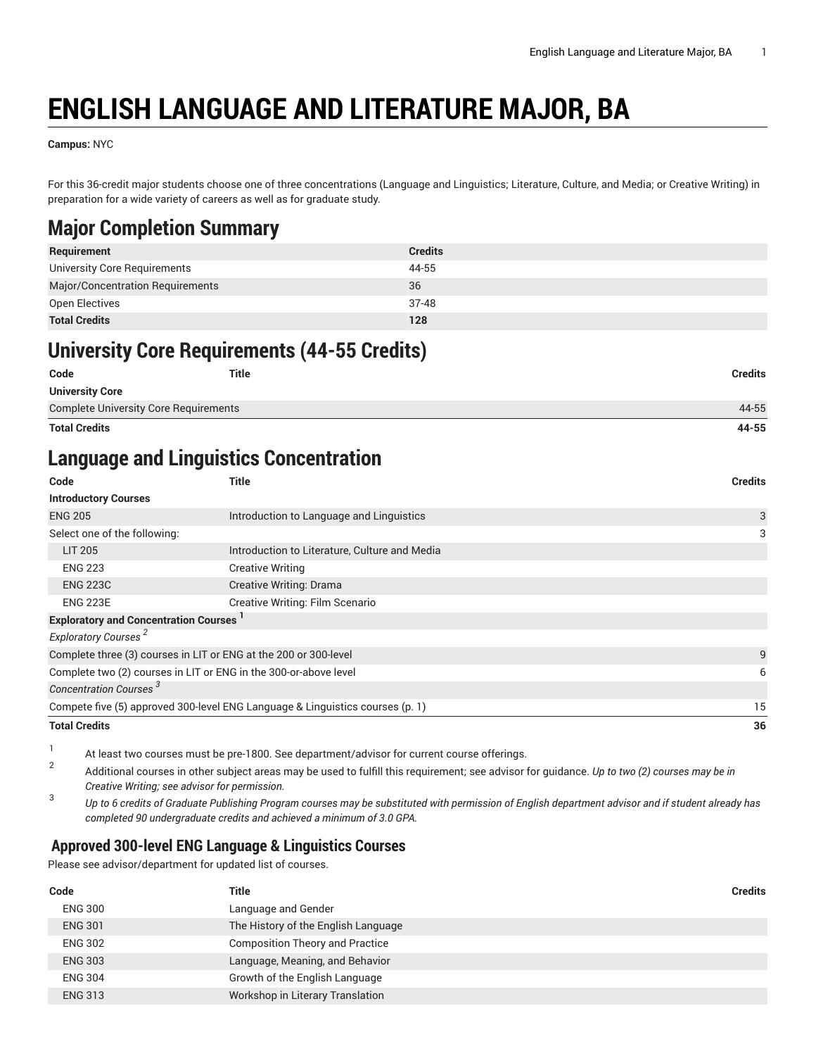# ENGLISH LANGUAGE AND LITERATURE MAJOR, BA

**Campus:** NYC

For this 36-credit major students choose one of three concentrations (Language and Linguistics; Literature, Culture, and Media; or Creative Writing) in preparation for a wide variety of careers as well as for graduate study.

## Major Completion Summary

| Requirement | Credits |
| --- | --- |
| University Core Requirements | 44-55 |
| Major/Concentration Requirements | 36 |
| Open Electives | 37-48 |
| **Total Credits** | **128** |

## University Core Requirements (44-55 Credits)

| Code | Title | Credits |
| --- | --- | --- |
| **University Core** | | |
| Complete University Core Requirements | | 44-55 |
| **Total Credits** | | **44-55** |

## Language and Linguistics Concentration

| Code | Title | Credits |
| --- | --- | --- |
| **Introductory Courses** | | |
| ENG 205 | Introduction to Language and Linguistics | 3 |
| Select one of the following: | | 3 |
| LIT 205 | Introduction to Literature, Culture and Media | |
| ENG 223 | Creative Writing | |
| ENG 223C | Creative Writing: Drama | |
| ENG 223E | Creative Writing: Film Scenario | |
| **Exploratory and Concentration Courses** [1] | | |
| *Exploratory Courses* [2] | | |
| Complete three (3) courses in LIT or ENG at the 200 or 300-level | | 9 |
| Complete two (2) courses in LIT or ENG in the 300-or-above level | | 6 |
| *Concentration Courses* [3] | | |
| Compete five (5) approved 300-level ENG Language & Linguistics courses (p. 1) | | 15 |
| **Total Credits** | | **36** |

1. At least two courses must be pre-1800. See department/advisor for current course offerings.
2. Additional courses in other subject areas may be used to fulfill this requirement; see advisor for guidance. *Up to two (2) courses may be in Creative Writing; see advisor for permission.*
3. *Up to 6 credits of Graduate Publishing Program courses may be substituted with permission of English department advisor and if student already has completed 90 undergraduate credits and achieved a minimum of 3.0 GPA.*

### Approved 300-level ENG Language & Linguistics Courses

Please see advisor/department for updated list of courses.

| Code | Title | Credits |
| --- | --- | --- |
| ENG 300 | Language and Gender | |
| ENG 301 | The History of the English Language | |
| ENG 302 | Composition Theory and Practice | |
| ENG 303 | Language, Meaning, and Behavior | |
| ENG 304 | Growth of the English Language | |
| ENG 313 | Workshop in Literary Translation | |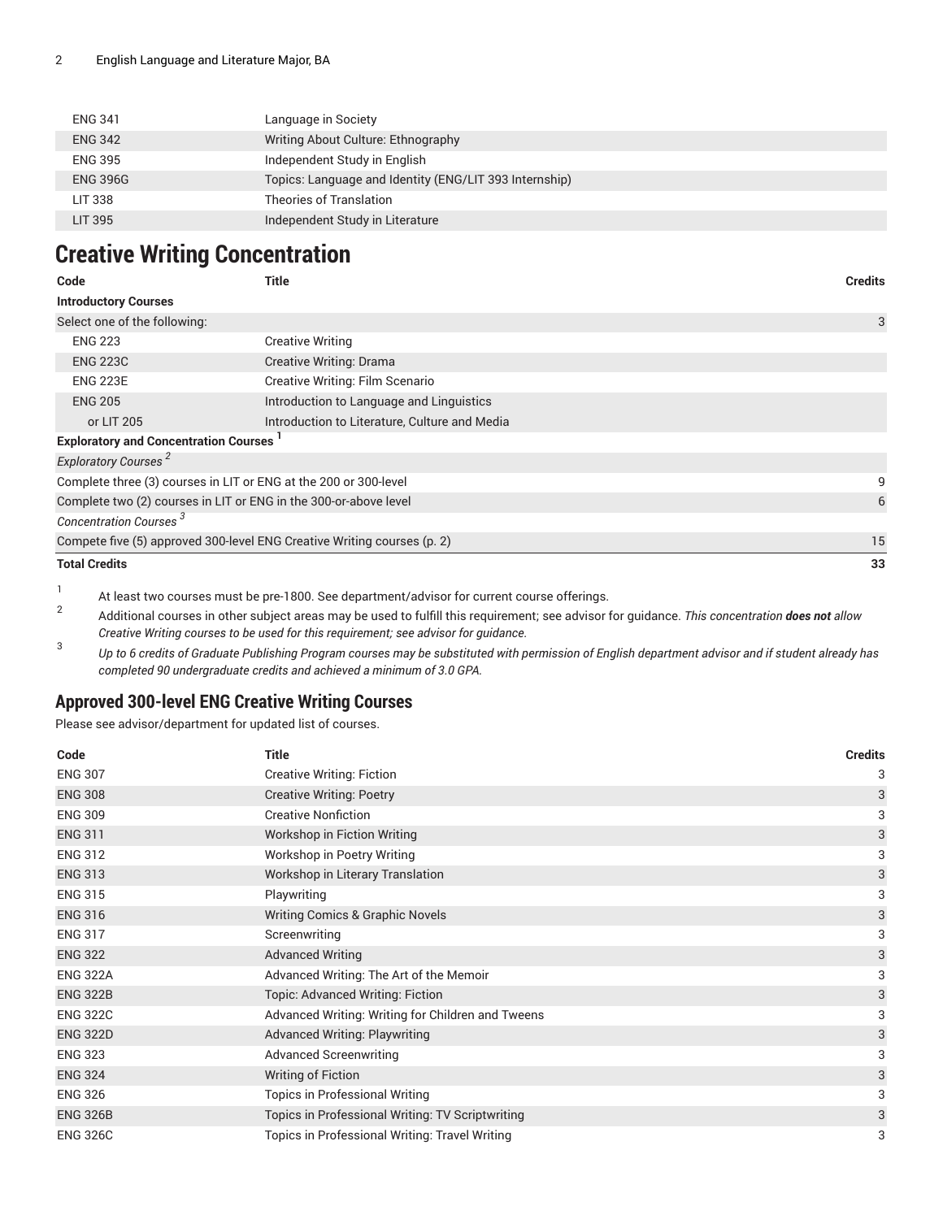| | |
|---|---|
| ENG 341 | Language in Society |
| ENG 342 | Writing About Culture: Ethnography |
| ENG 395 | Independent Study in English |
| ENG 396G | Topics: Language and Identity (ENG/LIT 393 Internship) |
| LIT 338 | Theories of Translation |
| LIT 395 | Independent Study in Literature |

# Creative Writing Concentration

| Code | Title | Credits |
|---|---|---|
| **Introductory Courses** | | |
| Select one of the following: | | 3 |
| ENG 223 | Creative Writing | |
| ENG 223C | Creative Writing: Drama | |
| ENG 223E | Creative Writing: Film Scenario | |
| ENG 205 | Introduction to Language and Linguistics | |
| or LIT 205 | Introduction to Literature, Culture and Media | |
| **Exploratory and Concentration Courses** [1] | | |
| *Exploratory Courses* [2] | | |
| Complete three (3) courses in LIT or ENG at the 200 or 300-level | | 9 |
| Complete two (2) courses in LIT or ENG in the 300-or-above level | | 6 |
| *Concentration Courses* [3] | | |
| Compete five (5) approved 300-level ENG Creative Writing courses (p. 2) | | 15 |
| **Total Credits** | | **33** |

1. At least two courses must be pre-1800. See department/advisor for current course offerings.
2. Additional courses in other subject areas may be used to fulfill this requirement; see advisor for guidance. *This concentration **does not** allow Creative Writing courses to be used for this requirement; see advisor for guidance.*
3. *Up to 6 credits of Graduate Publishing Program courses may be substituted with permission of English department advisor and if student already has completed 90 undergraduate credits and achieved a minimum of 3.0 GPA.*

## Approved 300-level ENG Creative Writing Courses

Please see advisor/department for updated list of courses.

| Code | Title | Credits |
|---|---|---|
| ENG 307 | Creative Writing: Fiction | 3 |
| ENG 308 | Creative Writing: Poetry | 3 |
| ENG 309 | Creative Nonfiction | 3 |
| ENG 311 | Workshop in Fiction Writing | 3 |
| ENG 312 | Workshop in Poetry Writing | 3 |
| ENG 313 | Workshop in Literary Translation | 3 |
| ENG 315 | Playwriting | 3 |
| ENG 316 | Writing Comics & Graphic Novels | 3 |
| ENG 317 | Screenwriting | 3 |
| ENG 322 | Advanced Writing | 3 |
| ENG 322A | Advanced Writing: The Art of the Memoir | 3 |
| ENG 322B | Topic: Advanced Writing: Fiction | 3 |
| ENG 322C | Advanced Writing: Writing for Children and Tweens | 3 |
| ENG 322D | Advanced Writing: Playwriting | 3 |
| ENG 323 | Advanced Screenwriting | 3 |
| ENG 324 | Writing of Fiction | 3 |
| ENG 326 | Topics in Professional Writing | 3 |
| ENG 326B | Topics in Professional Writing: TV Scriptwriting | 3 |
| ENG 326C | Topics in Professional Writing: Travel Writing | 3 |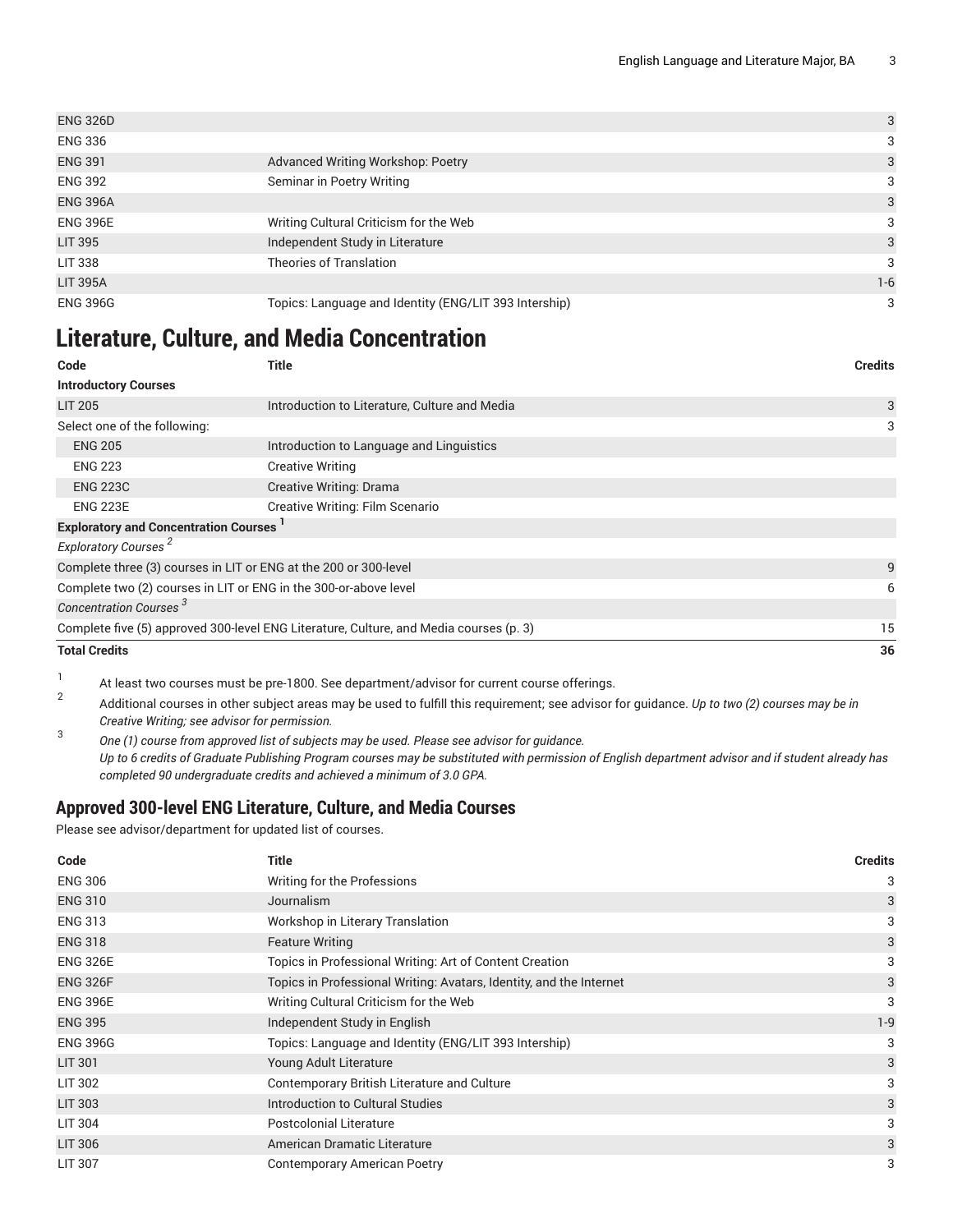| | | |
|---|---|---|
| ENG 326D | | 3 |
| ENG 336 | | 3 |
| ENG 391 | Advanced Writing Workshop: Poetry | 3 |
| ENG 392 | Seminar in Poetry Writing | 3 |
| ENG 396A | | 3 |
| ENG 396E | Writing Cultural Criticism for the Web | 3 |
| LIT 395 | Independent Study in Literature | 3 |
| LIT 338 | Theories of Translation | 3 |
| LIT 395A | | 1-6 |
| ENG 396G | Topics: Language and Identity (ENG/LIT 393 Intership) | 3 |

# Literature, Culture, and Media Concentration

| Code | Title | Credits |
|---|---|---|
| **Introductory Courses** | | |
| LIT 205 | Introduction to Literature, Culture and Media | 3 |
| Select one of the following: | | 3 |
| ENG 205 | Introduction to Language and Linguistics | |
| ENG 223 | Creative Writing | |
| ENG 223C | Creative Writing: Drama | |
| ENG 223E | Creative Writing: Film Scenario | |
| **Exploratory and Concentration Courses** [1] | | |
| *Exploratory Courses* [2] | | |
| Complete three (3) courses in LIT or ENG at the 200 or 300-level | | 9 |
| Complete two (2) courses in LIT or ENG in the 300-or-above level | | 6 |
| *Concentration Courses* [3] | | |
| Complete five (5) approved 300-level ENG Literature, Culture, and Media courses (p. 3) | | 15 |
| **Total Credits** | | **36** |

1. At least two courses must be pre-1800. See department/advisor for current course offerings.
2. Additional courses in other subject areas may be used to fulfill this requirement; see advisor for guidance. *Up to two (2) courses may be in Creative Writing; see advisor for permission.*
3. *One (1) course from approved list of subjects may be used. Please see advisor for guidance.*
   *Up to 6 credits of Graduate Publishing Program courses may be substituted with permission of English department advisor and if student already has completed 90 undergraduate credits and achieved a minimum of 3.0 GPA.*

## Approved 300-level ENG Literature, Culture, and Media Courses

Please see advisor/department for updated list of courses.

| Code | Title | Credits |
|---|---|---|
| ENG 306 | Writing for the Professions | 3 |
| ENG 310 | Journalism | 3 |
| ENG 313 | Workshop in Literary Translation | 3 |
| ENG 318 | Feature Writing | 3 |
| ENG 326E | Topics in Professional Writing: Art of Content Creation | 3 |
| ENG 326F | Topics in Professional Writing: Avatars, Identity, and the Internet | 3 |
| ENG 396E | Writing Cultural Criticism for the Web | 3 |
| ENG 395 | Independent Study in English | 1-9 |
| ENG 396G | Topics: Language and Identity (ENG/LIT 393 Intership) | 3 |
| LIT 301 | Young Adult Literature | 3 |
| LIT 302 | Contemporary British Literature and Culture | 3 |
| LIT 303 | Introduction to Cultural Studies | 3 |
| LIT 304 | Postcolonial Literature | 3 |
| LIT 306 | American Dramatic Literature | 3 |
| LIT 307 | Contemporary American Poetry | 3 |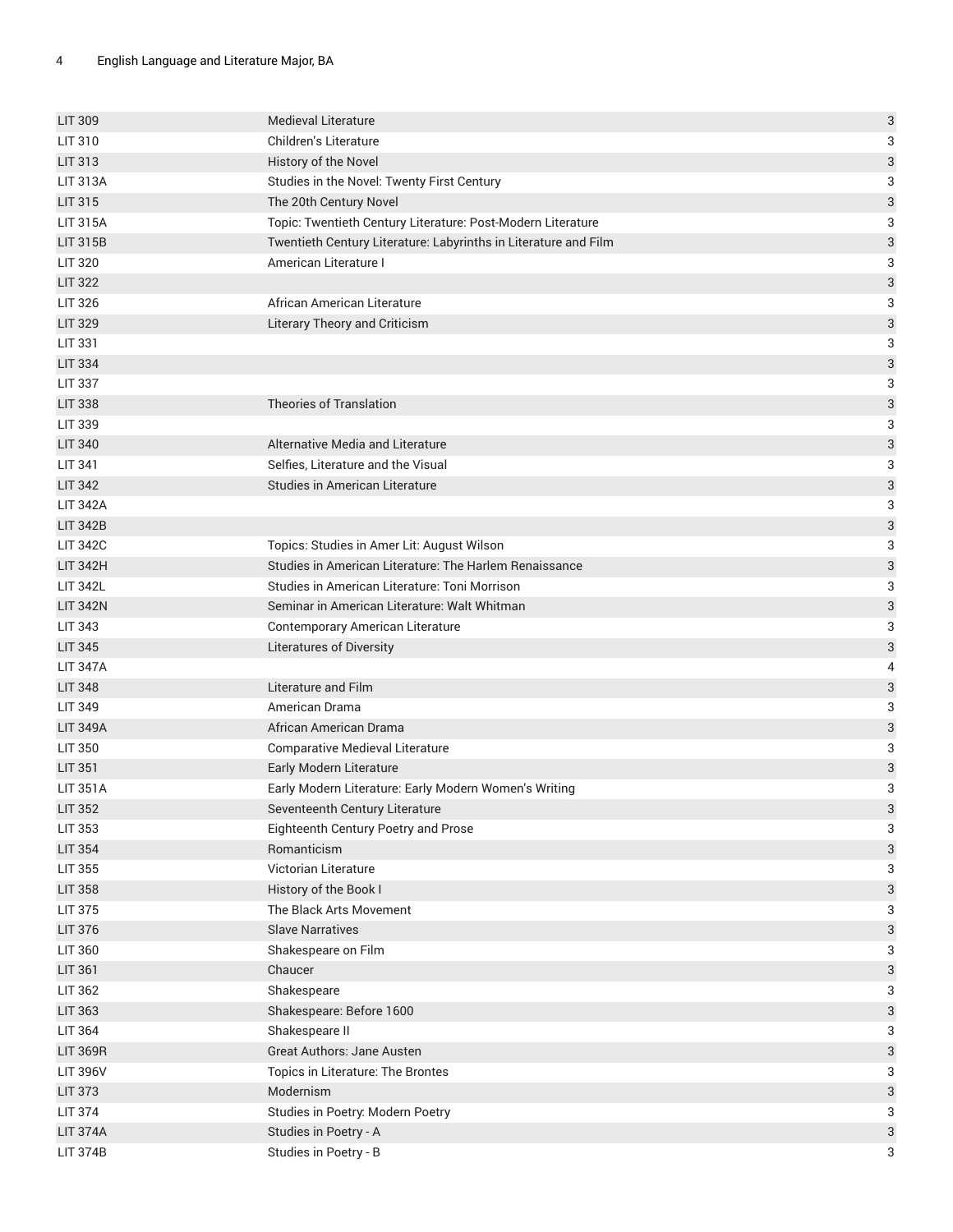| | | |
|---|---|---|
| LIT 309 | Medieval Literature | 3 |
| LIT 310 | Children's Literature | 3 |
| LIT 313 | History of the Novel | 3 |
| LIT 313A | Studies in the Novel: Twenty First Century | 3 |
| LIT 315 | The 20th Century Novel | 3 |
| LIT 315A | Topic: Twentieth Century Literature: Post-Modern Literature | 3 |
| LIT 315B | Twentieth Century Literature: Labyrinths in Literature and Film | 3 |
| LIT 320 | American Literature I | 3 |
| LIT 322 | | 3 |
| LIT 326 | African American Literature | 3 |
| LIT 329 | Literary Theory and Criticism | 3 |
| LIT 331 | | 3 |
| LIT 334 | | 3 |
| LIT 337 | | 3 |
| LIT 338 | Theories of Translation | 3 |
| LIT 339 | | 3 |
| LIT 340 | Alternative Media and Literature | 3 |
| LIT 341 | Selfies, Literature and the Visual | 3 |
| LIT 342 | Studies in American Literature | 3 |
| LIT 342A | | 3 |
| LIT 342B | | 3 |
| LIT 342C | Topics: Studies in Amer Lit: August Wilson | 3 |
| LIT 342H | Studies in American Literature: The Harlem Renaissance | 3 |
| LIT 342L | Studies in American Literature: Toni Morrison | 3 |
| LIT 342N | Seminar in American Literature: Walt Whitman | 3 |
| LIT 343 | Contemporary American Literature | 3 |
| LIT 345 | Literatures of Diversity | 3 |
| LIT 347A | | 4 |
| LIT 348 | Literature and Film | 3 |
| LIT 349 | American Drama | 3 |
| LIT 349A | African American Drama | 3 |
| LIT 350 | Comparative Medieval Literature | 3 |
| LIT 351 | Early Modern Literature | 3 |
| LIT 351A | Early Modern Literature: Early Modern Women's Writing | 3 |
| LIT 352 | Seventeenth Century Literature | 3 |
| LIT 353 | Eighteenth Century Poetry and Prose | 3 |
| LIT 354 | Romanticism | 3 |
| LIT 355 | Victorian Literature | 3 |
| LIT 358 | History of the Book I | 3 |
| LIT 375 | The Black Arts Movement | 3 |
| LIT 376 | Slave Narratives | 3 |
| LIT 360 | Shakespeare on Film | 3 |
| LIT 361 | Chaucer | 3 |
| LIT 362 | Shakespeare | 3 |
| LIT 363 | Shakespeare: Before 1600 | 3 |
| LIT 364 | Shakespeare II | 3 |
| LIT 369R | Great Authors: Jane Austen | 3 |
| LIT 396V | Topics in Literature: The Brontes | 3 |
| LIT 373 | Modernism | 3 |
| LIT 374 | Studies in Poetry: Modern Poetry | 3 |
| LIT 374A | Studies in Poetry - A | 3 |
| LIT 374B | Studies in Poetry - B | 3 |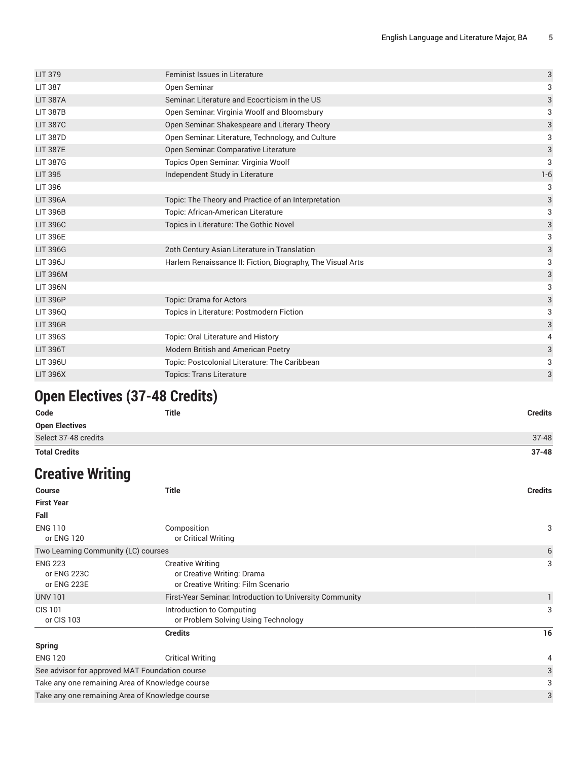| | | |
|---|---|---|
| LIT 379 | Feminist Issues in Literature | 3 |
| LIT 387 | Open Seminar | 3 |
| LIT 387A | Seminar: Literature and Ecocrticism in the US | 3 |
| LIT 387B | Open Seminar: Virginia Woolf and Bloomsbury | 3 |
| LIT 387C | Open Seminar: Shakespeare and Literary Theory | 3 |
| LIT 387D | Open Seminar: Literature, Technology, and Culture | 3 |
| LIT 387E | Open Seminar: Comparative Literature | 3 |
| LIT 387G | Topics Open Seminar: Virginia Woolf | 3 |
| LIT 395 | Independent Study in Literature | 1-6 |
| LIT 396 | | 3 |
| LIT 396A | Topic: The Theory and Practice of an Interpretation | 3 |
| LIT 396B | Topic: African-American Literature | 3 |
| LIT 396C | Topics in Literature: The Gothic Novel | 3 |
| LIT 396E | | 3 |
| LIT 396G | 2oth Century Asian Literature in Translation | 3 |
| LIT 396J | Harlem Renaissance II: Fiction, Biography, The Visual Arts | 3 |
| LIT 396M | | 3 |
| LIT 396N | | 3 |
| LIT 396P | Topic: Drama for Actors | 3 |
| LIT 396Q | Topics in Literature: Postmodern Fiction | 3 |
| LIT 396R | | 3 |
| LIT 396S | Topic: Oral Literature and History | 4 |
| LIT 396T | Modern British and American Poetry | 3 |
| LIT 396U | Topic: Postcolonial Literature: The Caribbean | 3 |
| LIT 396X | Topics: Trans Literature | 3 |

## Open Electives (37-48 Credits)

| Code | Title | Credits |
|---|---|---|
| **Open Electives** | | |
| Select 37-48 credits | | 37-48 |
| **Total Credits** | | **37-48** |

## Creative Writing

| Course | Title | Credits |
|---|---|---|
| **First Year** | | |
| **Fall** | | |
| ENG 110<br>or ENG 120 | Composition<br>or Critical Writing | 3 |
| Two Learning Community (LC) courses | | 6 |
| ENG 223<br>or ENG 223C<br>or ENG 223E | Creative Writing<br>or Creative Writing: Drama<br>or Creative Writing: Film Scenario | 3 |
| UNV 101 | First-Year Seminar: Introduction to University Community | 1 |
| CIS 101<br>or CIS 103 | Introduction to Computing<br>or Problem Solving Using Technology | 3 |
| | **Credits** | **16** |
| **Spring** | | |
| ENG 120 | Critical Writing | 4 |
| See advisor for approved MAT Foundation course | | 3 |
| Take any one remaining Area of Knowledge course | | 3 |
| Take any one remaining Area of Knowledge course | | 3 |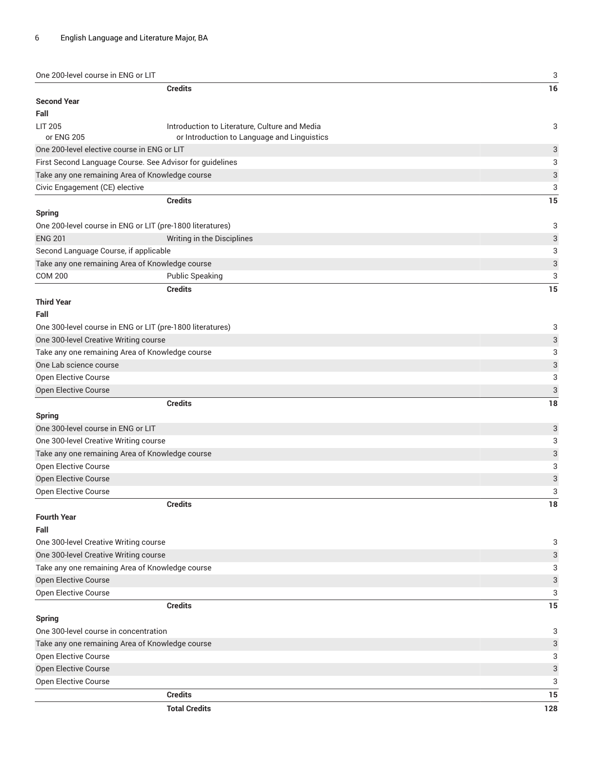| | | |
|---|---|---|
| One 200-level course in ENG or LIT | | 3 |
| | **Credits** | **16** |
| **Second Year** | | |
| **Fall** | | |
| LIT 205 or ENG 205 | Introduction to Literature, Culture and Media or Introduction to Language and Linguistics | 3 |
| One 200-level elective course in ENG or LIT | | 3 |
| First Second Language Course. See Advisor for guidelines | | 3 |
| Take any one remaining Area of Knowledge course | | 3 |
| Civic Engagement (CE) elective | | 3 |
| | **Credits** | **15** |
| **Spring** | | |
| One 200-level course in ENG or LIT (pre-1800 literatures) | | 3 |
| ENG 201 | Writing in the Disciplines | 3 |
| Second Language Course, if applicable | | 3 |
| Take any one remaining Area of Knowledge course | | 3 |
| COM 200 | Public Speaking | 3 |
| | **Credits** | **15** |
| **Third Year** | | |
| **Fall** | | |
| One 300-level course in ENG or LIT (pre-1800 literatures) | | 3 |
| One 300-level Creative Writing course | | 3 |
| Take any one remaining Area of Knowledge course | | 3 |
| One Lab science course | | 3 |
| Open Elective Course | | 3 |
| Open Elective Course | | 3 |
| | **Credits** | **18** |
| **Spring** | | |
| One 300-level course in ENG or LIT | | 3 |
| One 300-level Creative Writing course | | 3 |
| Take any one remaining Area of Knowledge course | | 3 |
| Open Elective Course | | 3 |
| Open Elective Course | | 3 |
| Open Elective Course | | 3 |
| | **Credits** | **18** |
| **Fourth Year** | | |
| **Fall** | | |
| One 300-level Creative Writing course | | 3 |
| One 300-level Creative Writing course | | 3 |
| Take any one remaining Area of Knowledge course | | 3 |
| Open Elective Course | | 3 |
| Open Elective Course | | 3 |
| | **Credits** | **15** |
| **Spring** | | |
| One 300-level course in concentration | | 3 |
| Take any one remaining Area of Knowledge course | | 3 |
| Open Elective Course | | 3 |
| Open Elective Course | | 3 |
| Open Elective Course | | 3 |
| | **Credits** | **15** |
| | **Total Credits** | **128** |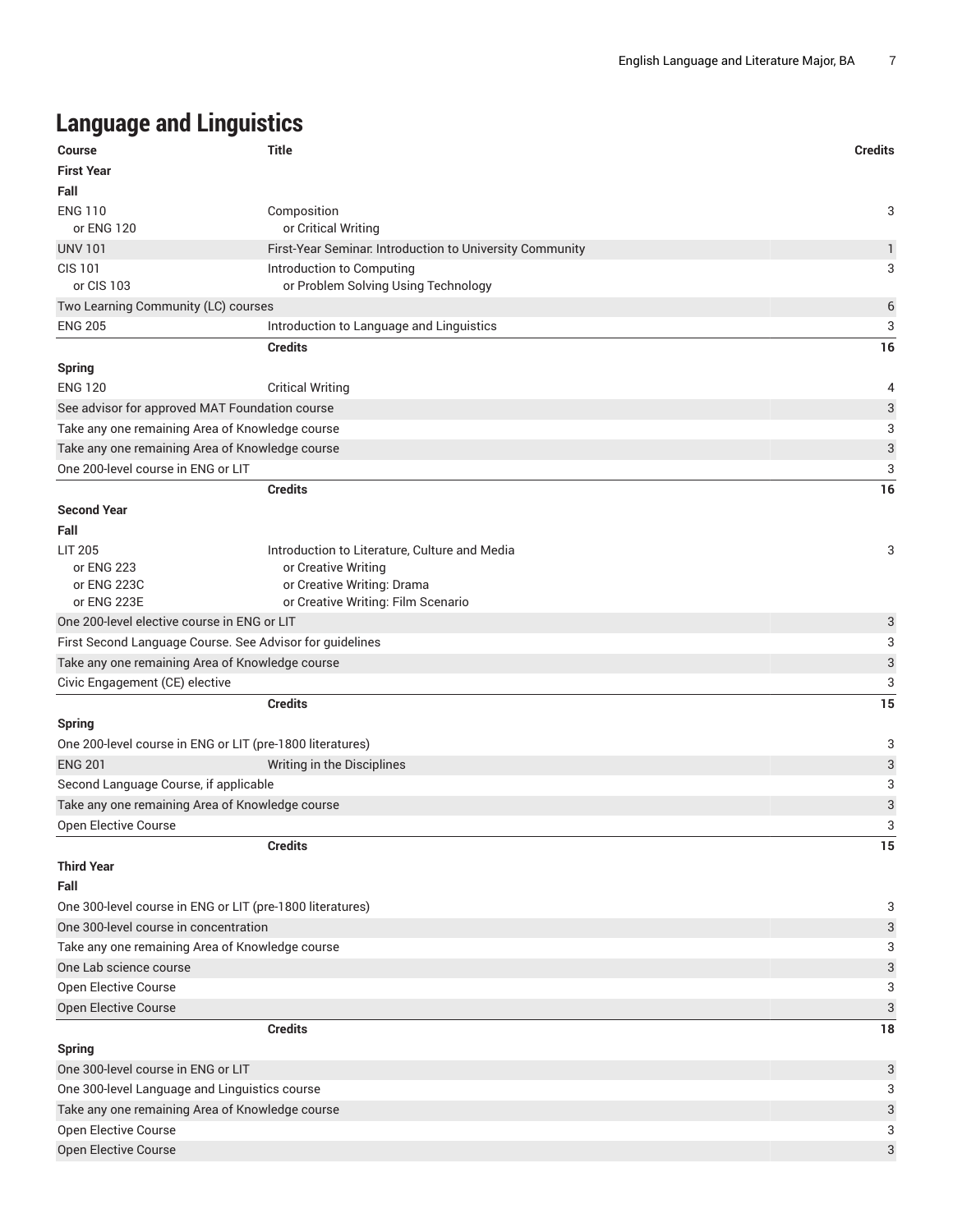## Language and Linguistics

| Course | Title | Credits |
| --- | --- | --- |
| **First Year** | | |
| **Fall** | | |
| ENG 110<br>or ENG 120 | Composition<br>or Critical Writing | 3 |
| UNV 101 | First-Year Seminar: Introduction to University Community | 1 |
| CIS 101<br>or CIS 103 | Introduction to Computing<br>or Problem Solving Using Technology | 3 |
| Two Learning Community (LC) courses | | 6 |
| ENG 205 | Introduction to Language and Linguistics | 3 |
| | **Credits** | **16** |
| **Spring** | | |
| ENG 120 | Critical Writing | 4 |
| See advisor for approved MAT Foundation course | | 3 |
| Take any one remaining Area of Knowledge course | | 3 |
| Take any one remaining Area of Knowledge course | | 3 |
| One 200-level course in ENG or LIT | | 3 |
| | **Credits** | **16** |
| **Second Year** | | |
| **Fall** | | |
| LIT 205<br>or ENG 223<br>or ENG 223C<br>or ENG 223E | Introduction to Literature, Culture and Media<br>or Creative Writing<br>or Creative Writing: Drama<br>or Creative Writing: Film Scenario | 3 |
| One 200-level elective course in ENG or LIT | | 3 |
| First Second Language Course. See Advisor for guidelines | | 3 |
| Take any one remaining Area of Knowledge course | | 3 |
| Civic Engagement (CE) elective | | 3 |
| | **Credits** | **15** |
| **Spring** | | |
| One 200-level course in ENG or LIT (pre-1800 literatures) | | 3 |
| ENG 201 | Writing in the Disciplines | 3 |
| Second Language Course, if applicable | | 3 |
| Take any one remaining Area of Knowledge course | | 3 |
| Open Elective Course | | 3 |
| | **Credits** | **15** |
| **Third Year** | | |
| **Fall** | | |
| One 300-level course in ENG or LIT (pre-1800 literatures) | | 3 |
| One 300-level course in concentration | | 3 |
| Take any one remaining Area of Knowledge course | | 3 |
| One Lab science course | | 3 |
| Open Elective Course | | 3 |
| Open Elective Course | | 3 |
| | **Credits** | **18** |
| **Spring** | | |
| One 300-level course in ENG or LIT | | 3 |
| One 300-level Language and Linguistics course | | 3 |
| Take any one remaining Area of Knowledge course | | 3 |
| Open Elective Course | | 3 |
| Open Elective Course | | 3 |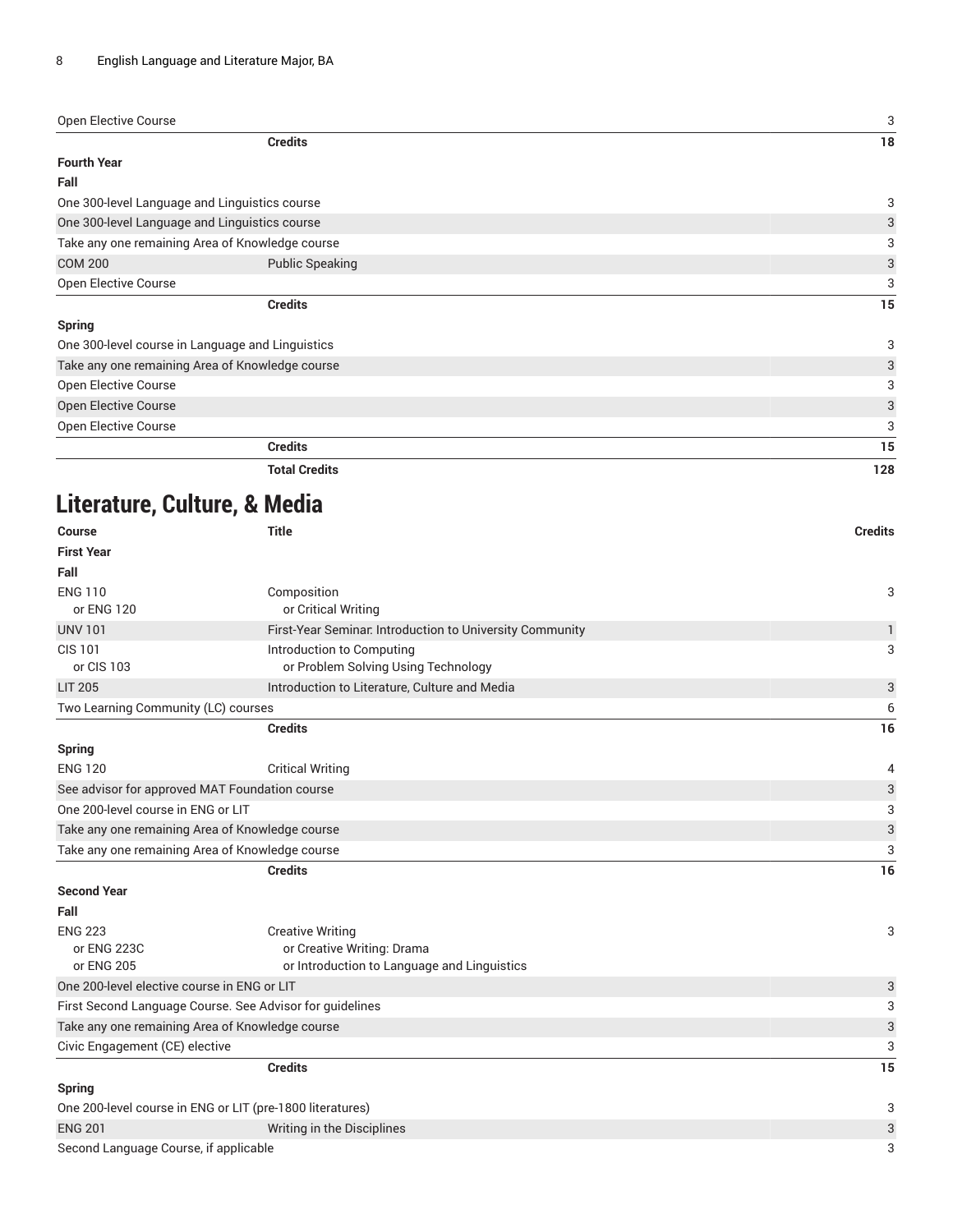| | | |
|---|---|---|
| Open Elective Course | | 3 |
| | **Credits** | **18** |
| **Fourth Year** | | |
| **Fall** | | |
| One 300-level Language and Linguistics course | | 3 |
| One 300-level Language and Linguistics course | | 3 |
| Take any one remaining Area of Knowledge course | | 3 |
| COM 200 | Public Speaking | 3 |
| Open Elective Course | | 3 |
| | **Credits** | **15** |
| **Spring** | | |
| One 300-level course in Language and Linguistics | | 3 |
| Take any one remaining Area of Knowledge course | | 3 |
| Open Elective Course | | 3 |
| Open Elective Course | | 3 |
| Open Elective Course | | 3 |
| | **Credits** | **15** |
| | **Total Credits** | **128** |

## Literature, Culture, & Media

| Course | Title | Credits |
|---|---|---|
| **First Year** | | |
| **Fall** | | |
| ENG 110<br>or ENG 120 | Composition<br>or Critical Writing | 3 |
| UNV 101 | First-Year Seminar: Introduction to University Community | 1 |
| CIS 101<br>or CIS 103 | Introduction to Computing<br>or Problem Solving Using Technology | 3 |
| LIT 205 | Introduction to Literature, Culture and Media | 3 |
| Two Learning Community (LC) courses | | 6 |
| | **Credits** | **16** |
| **Spring** | | |
| ENG 120 | Critical Writing | 4 |
| See advisor for approved MAT Foundation course | | 3 |
| One 200-level course in ENG or LIT | | 3 |
| Take any one remaining Area of Knowledge course | | 3 |
| Take any one remaining Area of Knowledge course | | 3 |
| | **Credits** | **16** |
| **Second Year** | | |
| **Fall** | | |
| ENG 223<br>or ENG 223C<br>or ENG 205 | Creative Writing<br>or Creative Writing: Drama<br>or Introduction to Language and Linguistics | 3 |
| One 200-level elective course in ENG or LIT | | 3 |
| First Second Language Course. See Advisor for guidelines | | 3 |
| Take any one remaining Area of Knowledge course | | 3 |
| Civic Engagement (CE) elective | | 3 |
| | **Credits** | **15** |
| **Spring** | | |
| One 200-level course in ENG or LIT (pre-1800 literatures) | | 3 |
| ENG 201 | Writing in the Disciplines | 3 |
| Second Language Course, if applicable | | 3 |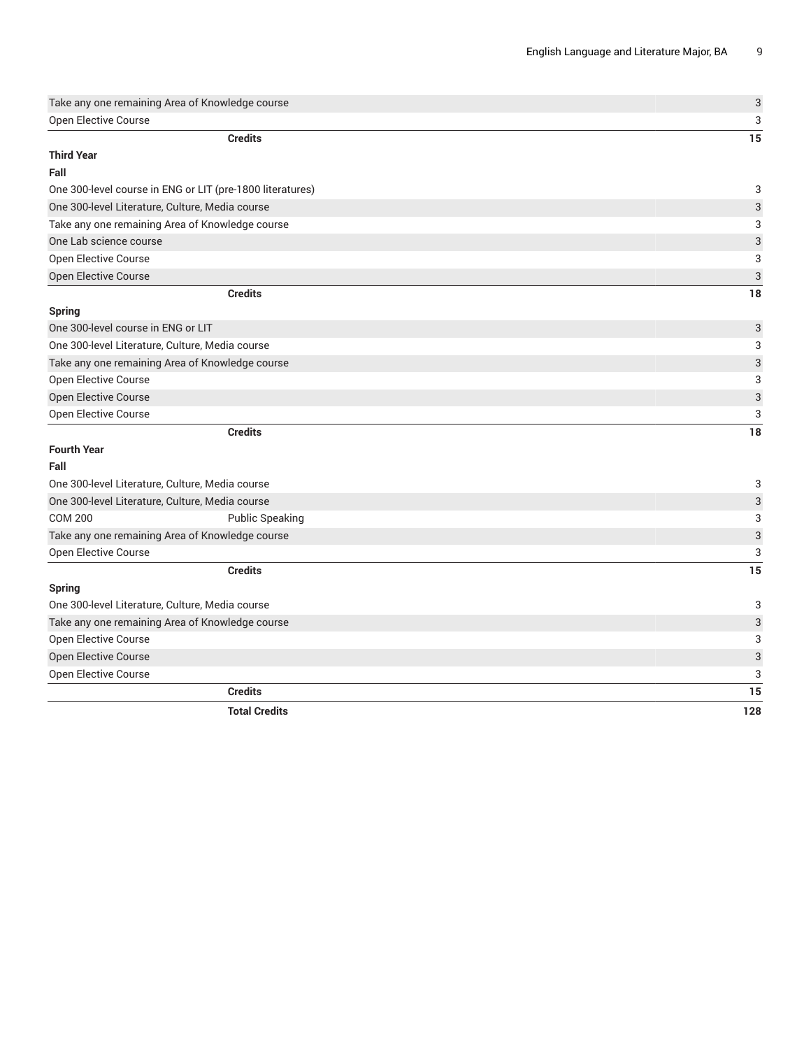| | | |
|---|---|---|
| Take any one remaining Area of Knowledge course | | 3 |
| Open Elective Course | | 3 |
| | **Credits** | **15** |
| **Third Year** | | |
| **Fall** | | |
| One 300-level course in ENG or LIT (pre-1800 literatures) | | 3 |
| One 300-level Literature, Culture, Media course | | 3 |
| Take any one remaining Area of Knowledge course | | 3 |
| One Lab science course | | 3 |
| Open Elective Course | | 3 |
| Open Elective Course | | 3 |
| | **Credits** | **18** |
| **Spring** | | |
| One 300-level course in ENG or LIT | | 3 |
| One 300-level Literature, Culture, Media course | | 3 |
| Take any one remaining Area of Knowledge course | | 3 |
| Open Elective Course | | 3 |
| Open Elective Course | | 3 |
| Open Elective Course | | 3 |
| | **Credits** | **18** |
| **Fourth Year** | | |
| **Fall** | | |
| One 300-level Literature, Culture, Media course | | 3 |
| One 300-level Literature, Culture, Media course | | 3 |
| COM 200 | Public Speaking | 3 |
| Take any one remaining Area of Knowledge course | | 3 |
| Open Elective Course | | 3 |
| | **Credits** | **15** |
| **Spring** | | |
| One 300-level Literature, Culture, Media course | | 3 |
| Take any one remaining Area of Knowledge course | | 3 |
| Open Elective Course | | 3 |
| Open Elective Course | | 3 |
| Open Elective Course | | 3 |
| | **Credits** | **15** |
| | **Total Credits** | **128** |